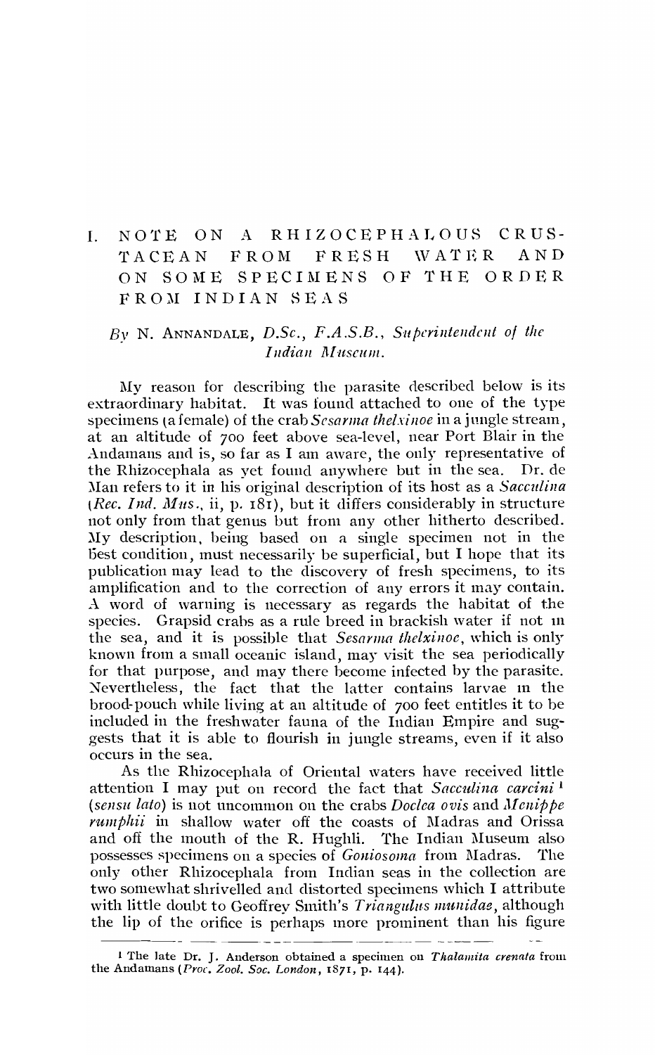# I. NOTE ON A RHIZOCEPHALOUS CRUSTACEAN FROM FRESH WATER AND ON SOME SPECIMENS OF THE ORDER FROM INDIAN SEAS

*By* N. ANNANDALE, *D.Sc., F.A.S.B., Superintendent of the Indian Museum.*

My reason for describing the parasite described below is its extraordinary habitat. It was found attached to one of the type specimens (a female) of the crab *Sesarma thelxinoe* in a jungle stream, at an altitude of 700 feet above sea-level, near Port Blair in the Andamans and is, so far as I am aware, the only representative of the Rhizocephala as yet found anywhere but in the sea. Dr. de Man refers to it in his original description of its host as a *Sacculina* (*Rec. Ind. Mus.*, ii, p. 181), but it differs considerably in structure not only from that genus but from any other hitherto described. My description, being based on a single specimen not in the best condition, must necessarily be superficial, but I hope that its publication may lead to the discovery of fresh specimens, to its amplification and to the correction of any errors it may contain. A word of warning is necessary as regards the habitat of the species. Grapsid crabs as a rule breed in brackish water if not in the sea, and it is possible that *Sesarma thelxinoe*, which is only known from a small oceanic island, may visit the sea periodically for that purpose, and may there become infected by the parasite. Nevertheless, the fact that the latter contains larvae in the brood-pouch while living at an altitude of 700 feet entitles it to be included in the freshwater fauna of the Indian Empire and suggests that it is able to flourish in jungle streams, even if it also occurs in the sea.

As the Rhizocephala of Oriental waters have received little attention I may put on record the fact that *Sacculina carcini* [1] (*sensu lato*) is not uncommon on the crabs *Doclea ovis* and *Menippe rumphii* in shallow water off the coasts of Madras and Orissa and off the mouth of the R. Hughli. The Indian Museum also possesses specimens on a species of *Goniosoma* from Madras. The only other Rhizocephala from Indian seas in the collection are two somewhat shrivelled and distorted specimens which I attribute with little doubt to Geoffrey Smith's *Triangulus munidae*, although the lip of the orifice is perhaps more prominent than his figure

[1] The late Dr. J. Anderson obtained a specimen on *Thalamita crenata* from the Andamans (*Proc. Zool. Soc. London*, 1871, p. 144).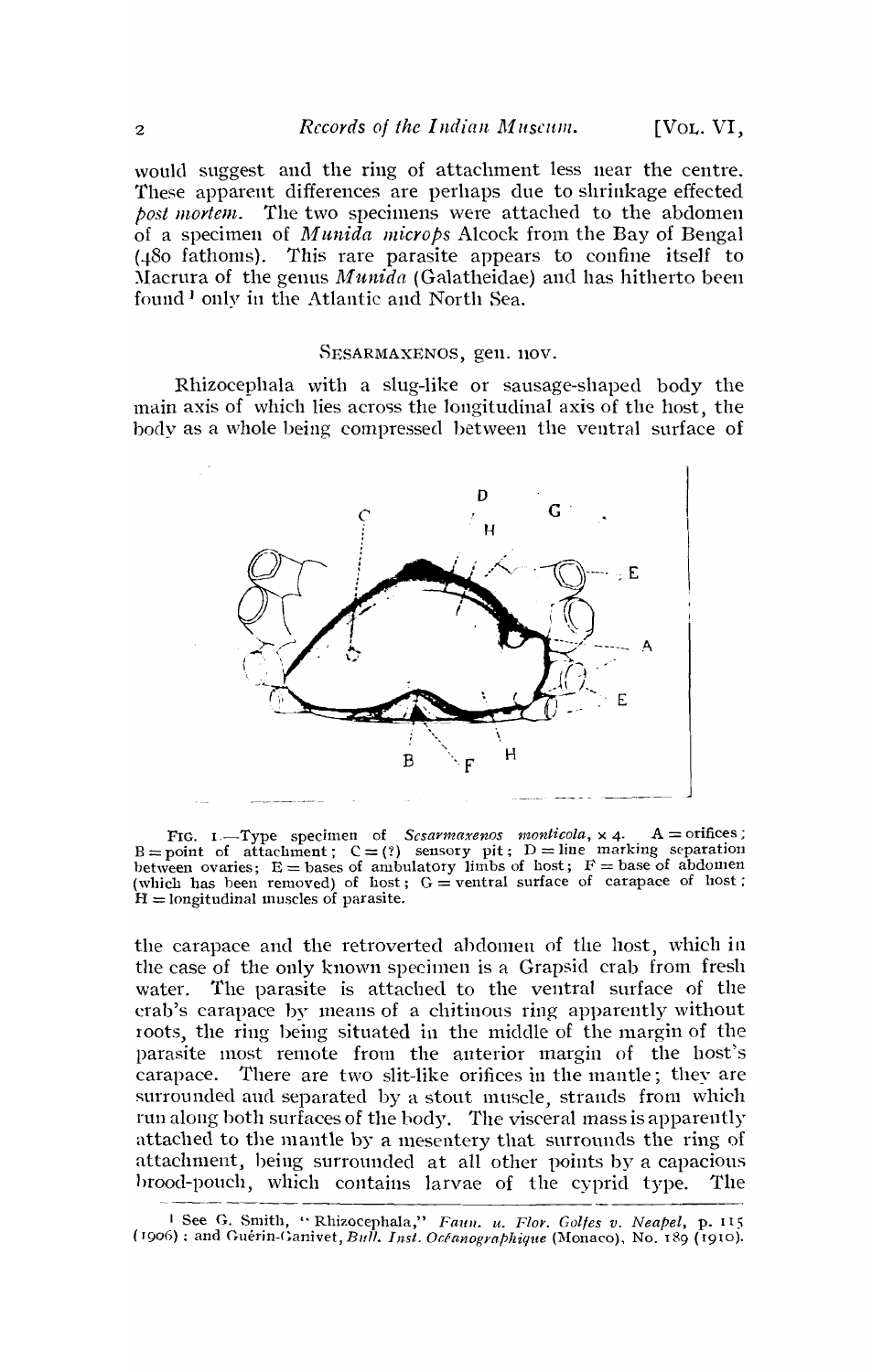would suggest and the ring of attachment less near the centre. These apparent differences are perhaps due to shrinkage effected *post mortem*. The two specimens were attached to the abdomen of a specimen of *Munida microps* Alcock from the Bay of Bengal (480 fathoms). This rare parasite appears to confine itself to Macrura of the genus *Munida* (Galatheidae) and has hitherto been found [1] only in the Atlantic and North Sea.

## SESARMAXENOS, gen. nov.

Rhizocephala with a slug-like or sausage-shaped body the main axis of which lies across the longitudinal axis of the host, the body as a whole being compressed between the ventral surface of

FIG. 1.—Type specimen of *Sesarmaxenos monticola*, x 4. A = orifices; B = point of attachment; C = (?) sensory pit; D = line marking separation between ovaries; E = bases of ambulatory limbs of host; F = base of abdomen (which has been removed) of host; G = ventral surface of carapace of host; H = longitudinal muscles of parasite.

the carapace and the retroverted abdomen of the host, which in the case of the only known specimen is a Grapsid crab from fresh water. The parasite is attached to the ventral surface of the crab's carapace by means of a chitinous ring apparently without roots, the ring being situated in the middle of the margin of the parasite most remote from the anterior margin of the host's carapace. There are two slit-like orifices in the mantle; they are surrounded and separated by a stout muscle, strands from which run along both surfaces of the body. The visceral mass is apparently attached to the mantle by a mesentery that surrounds the ring of attachment, being surrounded at all other points by a capacious brood-pouch, which contains larvae of the cyprid type. The

[1] See G. Smith, "Rhizocephala," *Faun. u. Flor. Golfes v. Neapel*, p. 115 (1906): and Guérin-Ganivet, *Bull. Inst. Océanographique* (Monaco), No. 189 (1910).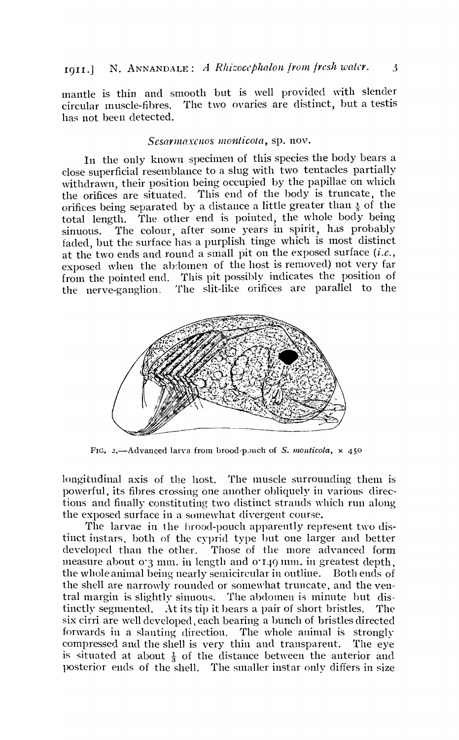mantle is thin and smooth but is well provided with slender circular muscle-fibres. The two ovaries are distinct, but a testis has not been detected.

### *Sesarmaxenos monticola*, sp. nov.

In the only known specimen of this species the body bears a close superficial resemblance to a slug with two tentacles partially withdrawn, their position being occupied by the papillae on which the orifices are situated. This end of the body is truncate, the orifices being separated by a distance a little greater than $\frac{1}{5}$ of the total length. The other end is pointed, the whole body being sinuous. The colour, after some years in spirit, has probably faded, but the surface has a purplish tinge which is most distinct at the two ends and round a small pit on the exposed surface (*i.e.*, exposed when the abdomen of the host is removed) not very far from the pointed end. This pit possibly indicates the position of the nerve-ganglion. The slit-like orifices are parallel to the longitudinal axis of the host. The muscle surrounding them is powerful, its fibres crossing one another obliquely in various directions and finally constituting two distinct strands which run along the exposed surface in a somewhat divergent course.

FIG. 2.—Advanced larva from brood-pouch of *S. monticola*, × 450

The larvae in the brood-pouch apparently represent two distinct instars, both of the cyprid type but one larger and better developed than the other. Those of the more advanced form measure about 0·3 mm. in length and 0·149 mm. in greatest depth, the whole animal being nearly semicircular in outline. Both ends of the shell are narrowly rounded or somewhat truncate, and the ventral margin is slightly sinuous. The abdomen is minute but distinctly segmented. At its tip it bears a pair of short bristles. The six cirri are well developed, each bearing a bunch of bristles directed forwards in a slanting direction. The whole animal is strongly compressed and the shell is very thin and transparent. The eye is situated at about $\frac{1}{3}$ of the distance between the anterior and posterior ends of the shell. The smaller instar only differs in size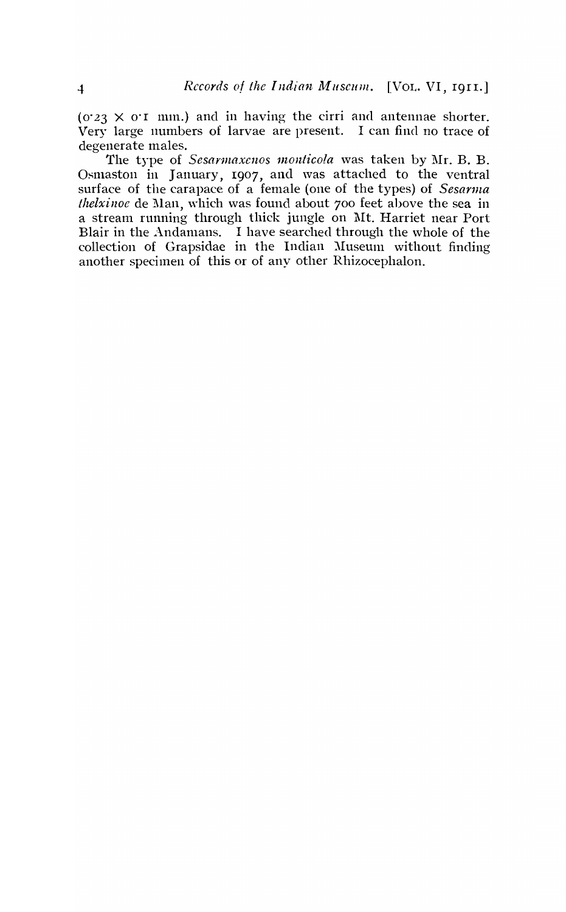(0·23 × 0·1 mm.) and in having the cirri and antennae shorter. Very large numbers of larvae are present. I can find no trace of degenerate males.

The type of *Sesarmaxenos monticola* was taken by Mr. B. B. Osmaston in January, 1907, and was attached to the ventral surface of the carapace of a female (one of the types) of *Sesarma thelxinoe* de Man, which was found about 700 feet above the sea in a stream running through thick jungle on Mt. Harriet near Port Blair in the Andamans. I have searched through the whole of the collection of Grapsidae in the Indian Museum without finding another specimen of this or of any other Rhizocephalon.